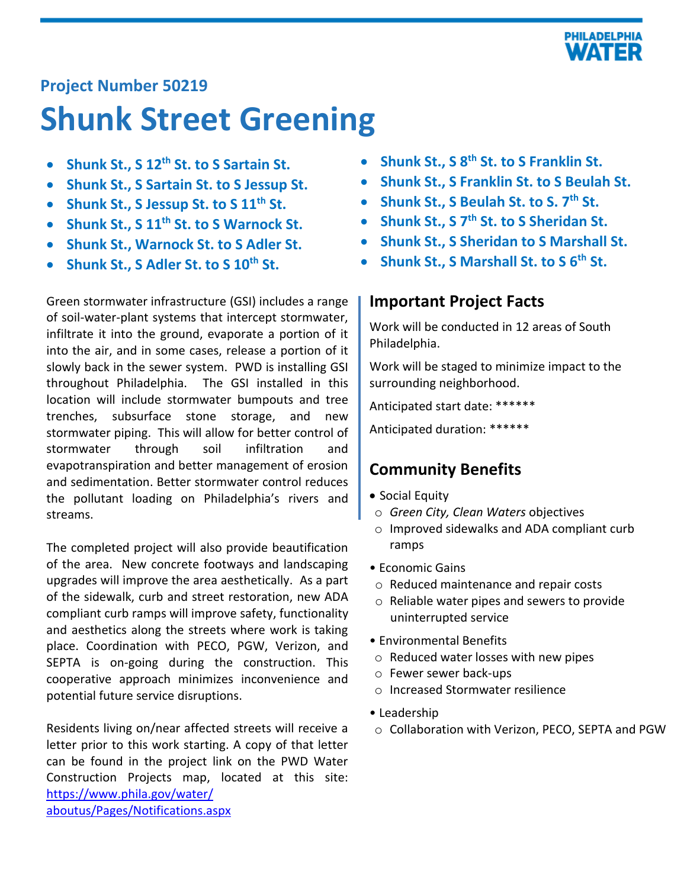PHILADELPHIA WATER

## Project Number 50219

# Shunk Street Greening

- **Shunk St., S 12th St. to S Sartain St.**
- **Shunk St., S Sartain St. to S Jessup St.**
- **Shunk St., S Jessup St. to S 11th St.**
- **Shunk St., S 11th St. to S Warnock St.**
- **Shunk St., Warnock St. to S Adler St.**
- **Shunk St., S Adler St. to S 10th St.**
- **Shunk St., S 8th St. to S Franklin St.**
- **Shunk St., S Franklin St. to S Beulah St.**
- **Shunk St., S Beulah St. to S. 7th St.**
- **Shunk St., S 7th St. to S Sheridan St.**
- **Shunk St., S Sheridan to S Marshall St.**
- **Shunk St., S Marshall St. to S 6th St.**

Green stormwater infrastructure (GSI) includes a range of soil-water-plant systems that intercept stormwater, infiltrate it into the ground, evaporate a portion of it into the air, and in some cases, release a portion of it slowly back in the sewer system. PWD is installing GSI throughout Philadelphia. The GSI installed in this location will include stormwater bumpouts and tree trenches, subsurface stone storage, and new stormwater piping. This will allow for better control of stormwater through soil infiltration and evapotranspiration and better management of erosion and sedimentation. Better stormwater control reduces the pollutant loading on Philadelphia's rivers and streams.

The completed project will also provide beautification of the area. New concrete footways and landscaping upgrades will improve the area aesthetically. As a part of the sidewalk, curb and street restoration, new ADA compliant curb ramps will improve safety, functionality and aesthetics along the streets where work is taking place. Coordination with PECO, PGW, Verizon, and SEPTA is on-going during the construction. This cooperative approach minimizes inconvenience and potential future service disruptions.

Residents living on/near affected streets will receive a letter prior to this work starting. A copy of that letter can be found in the project link on the PWD Water Construction Projects map, located at this site: [https://www.phila.gov/water/aboutus/Pages/Notifications.aspx](https://www.phila.gov/water/aboutus/Pages/Notifications.aspx)

## Important Project Facts

Work will be conducted in 12 areas of South Philadelphia.

Work will be staged to minimize impact to the surrounding neighborhood.

Anticipated start date: ******

Anticipated duration: ******

## Community Benefits

- Social Equity
  - *Green City, Clean Waters* objectives
  - Improved sidewalks and ADA compliant curb ramps
- Economic Gains
  - Reduced maintenance and repair costs
  - Reliable water pipes and sewers to provide uninterrupted service
- Environmental Benefits
  - Reduced water losses with new pipes
  - Fewer sewer back-ups
  - Increased Stormwater resilience
- Leadership
  - Collaboration with Verizon, PECO, SEPTA and PGW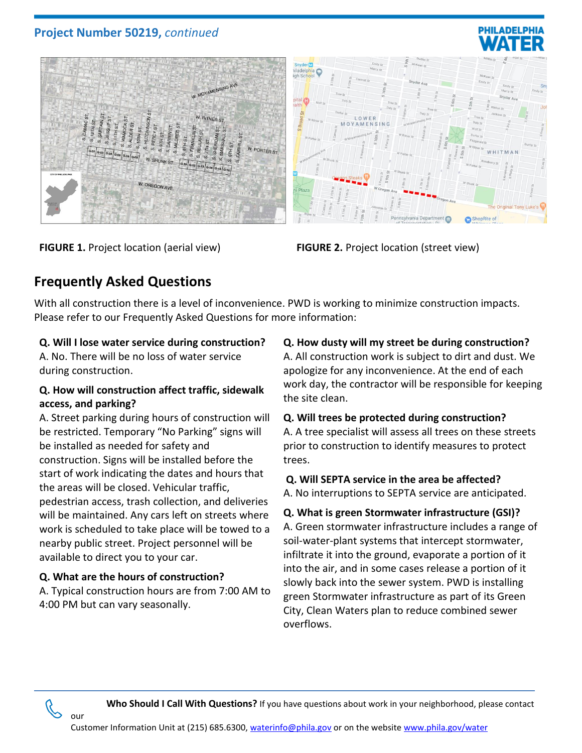## Project Number 50219, *continued*

FIGURE 1. Project location (aerial view)

FIGURE 2. Project location (street view)

## Frequently Asked Questions

With all construction there is a level of inconvenience. PWD is working to minimize construction impacts. Please refer to our Frequently Asked Questions for more information:

**Q. Will I lose water service during construction?**
A. No. There will be no loss of water service during construction.

**Q. How will construction affect traffic, sidewalk access, and parking?**
A. Street parking during hours of construction will be restricted. Temporary "No Parking" signs will be installed as needed for safety and construction. Signs will be installed before the start of work indicating the dates and hours that the areas will be closed. Vehicular traffic, pedestrian access, trash collection, and deliveries will be maintained. Any cars left on streets where work is scheduled to take place will be towed to a nearby public street. Project personnel will be available to direct you to your car.

**Q. What are the hours of construction?**
A. Typical construction hours are from 7:00 AM to 4:00 PM but can vary seasonally.

**Q. How dusty will my street be during construction?**
A. All construction work is subject to dirt and dust. We apologize for any inconvenience. At the end of each work day, the contractor will be responsible for keeping the site clean.

**Q. Will trees be protected during construction?**
A. A tree specialist will assess all trees on these streets prior to construction to identify measures to protect trees.

**Q. Will SEPTA service in the area be affected?**
A. No interruptions to SEPTA service are anticipated.

**Q. What is green Stormwater infrastructure (GSI)?**
A. Green stormwater infrastructure includes a range of soil-water-plant systems that intercept stormwater, infiltrate it into the ground, evaporate a portion of it into the air, and in some cases release a portion of it slowly back into the sewer system. PWD is installing green Stormwater infrastructure as part of its Green City, Clean Waters plan to reduce combined sewer overflows.

**Who Should I Call With Questions?** If you have questions about work in your neighborhood, please contact our Customer Information Unit at (215) 685.6300, waterinfo@phila.gov or on the website www.phila.gov/water